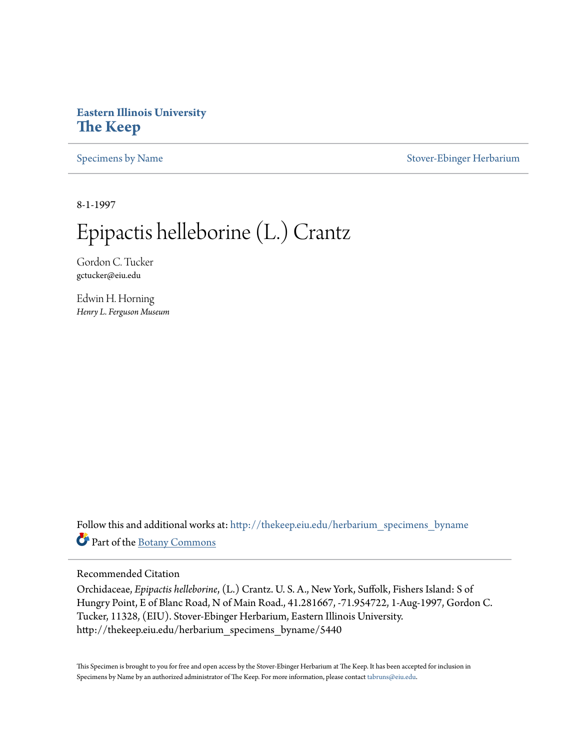**Eastern Illinois University**
**The Keep**

Specimens by Name | Stover-Ebinger Herbarium

8-1-1997

# Epipactis helleborine (L.) Crantz

Gordon C. Tucker
gctucker@eiu.edu

Edwin H. Horning
*Henry L. Ferguson Museum*

Follow this and additional works at: http://thekeep.eiu.edu/herbarium_specimens_byname

Part of the Botany Commons

## Recommended Citation

Orchidaceae, *Epipactis helleborine*, (L.) Crantz. U. S. A., New York, Suffolk, Fishers Island: S of Hungry Point, E of Blanc Road, N of Main Road., 41.281667, -71.954722, 1-Aug-1997, Gordon C. Tucker, 11328, (EIU). Stover-Ebinger Herbarium, Eastern Illinois University. http://thekeep.eiu.edu/herbarium_specimens_byname/5440

This Specimen is brought to you for free and open access by the Stover-Ebinger Herbarium at The Keep. It has been accepted for inclusion in Specimens by Name by an authorized administrator of The Keep. For more information, please contact tabruns@eiu.edu.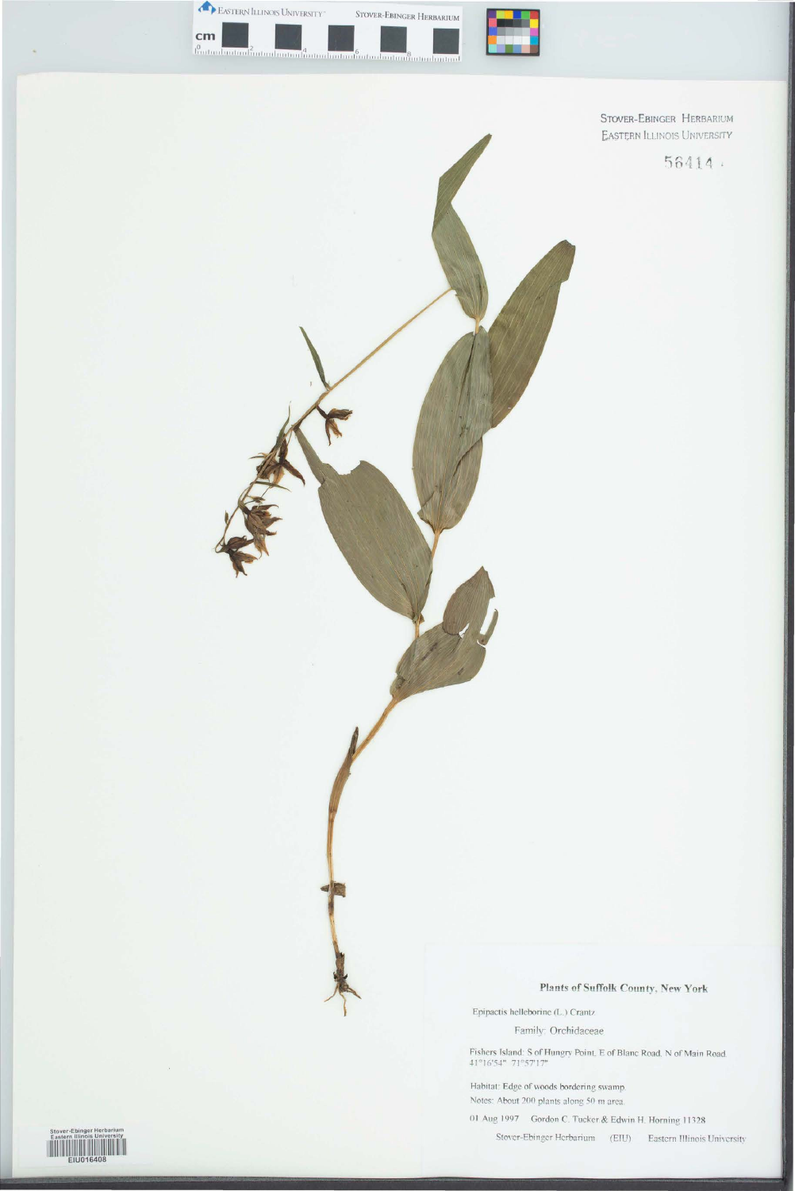EASTERN ILLINOIS UNIVERSITY STOVER-EBINGER HERBARIUM

cm 0 2 4 6 8

STOVER-EBINGER HERBARIUM
EASTERN ILLINOIS UNIVERSITY

56414

## Plants of Suffolk County, New York

Epipactis helleborine (L.) Crantz

Family: Orchidaceae

Fishers Island: S of Hungry Point, E of Blanc Road, N of Main Road.
41°16'54" 71°57'17"

Habitat: Edge of woods bordering swamp.

Notes: About 200 plants along 50 m area.

01 Aug 1997 Gordon C. Tucker & Edwin H. Horning 11328

Stover-Ebinger Herbarium (EIU) Eastern Illinois University

Stover-Ebinger Herbarium
Eastern Illinois University
EIU016408